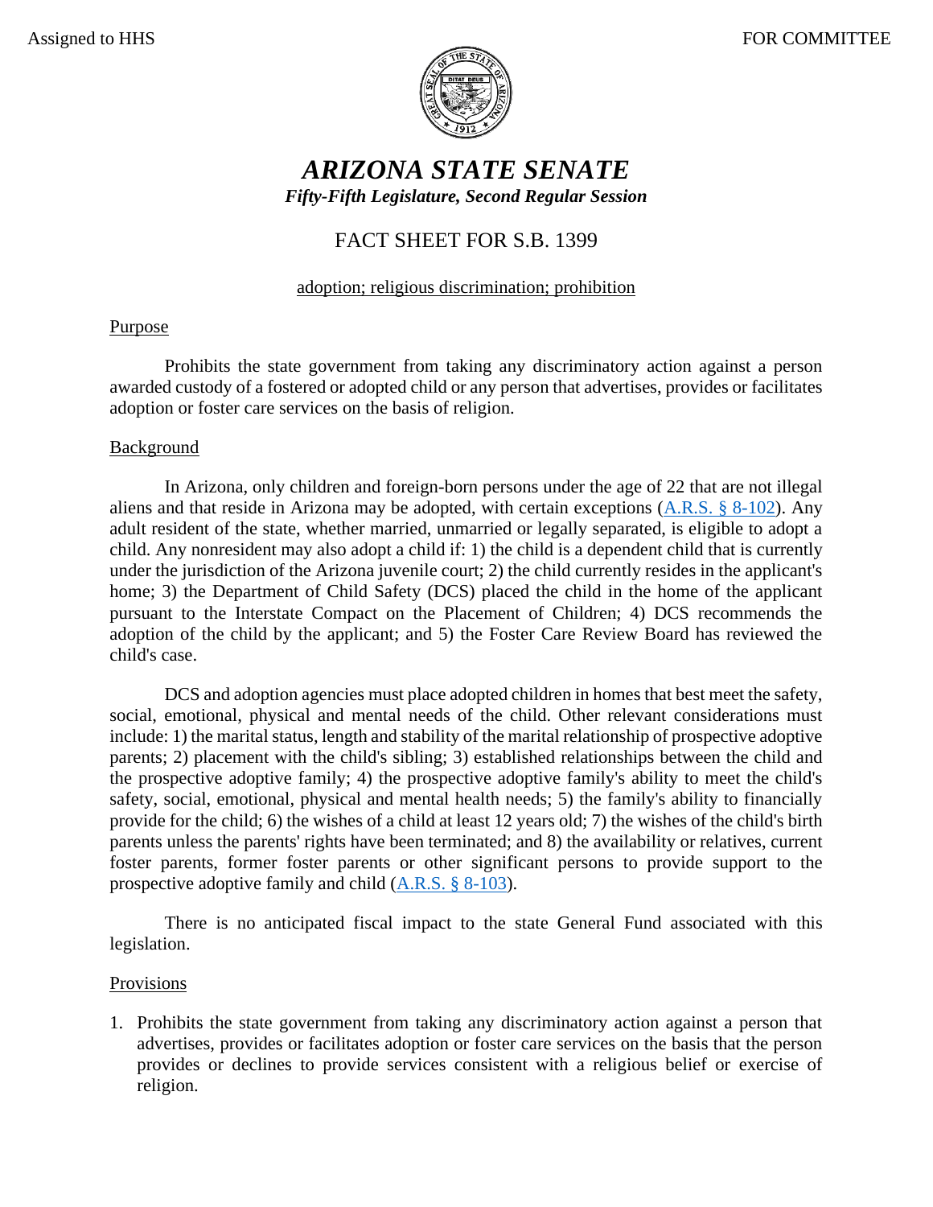Assigned to HHS FOR COMMITTEE

# *ARIZONA STATE SENATE*

***Fifty-Fifth Legislature, Second Regular Session***

## FACT SHEET FOR S.B. 1399

adoption; religious discrimination; prohibition

### Purpose

Prohibits the state government from taking any discriminatory action against a person awarded custody of a fostered or adopted child or any person that advertises, provides or facilitates adoption or foster care services on the basis of religion.

### Background

In Arizona, only children and foreign-born persons under the age of 22 that are not illegal aliens and that reside in Arizona may be adopted, with certain exceptions ([A.R.S. § 8-102](https://www.azleg.gov/viewdocument/?docName=https://www.azleg.gov/ars/8/00102.htm)). Any adult resident of the state, whether married, unmarried or legally separated, is eligible to adopt a child. Any nonresident may also adopt a child if: 1) the child is a dependent child that is currently under the jurisdiction of the Arizona juvenile court; 2) the child currently resides in the applicant's home; 3) the Department of Child Safety (DCS) placed the child in the home of the applicant pursuant to the Interstate Compact on the Placement of Children; 4) DCS recommends the adoption of the child by the applicant; and 5) the Foster Care Review Board has reviewed the child's case.

DCS and adoption agencies must place adopted children in homes that best meet the safety, social, emotional, physical and mental needs of the child. Other relevant considerations must include: 1) the marital status, length and stability of the marital relationship of prospective adoptive parents; 2) placement with the child's sibling; 3) established relationships between the child and the prospective adoptive family; 4) the prospective adoptive family's ability to meet the child's safety, social, emotional, physical and mental health needs; 5) the family's ability to financially provide for the child; 6) the wishes of a child at least 12 years old; 7) the wishes of the child's birth parents unless the parents' rights have been terminated; and 8) the availability or relatives, current foster parents, former foster parents or other significant persons to provide support to the prospective adoptive family and child ([A.R.S. § 8-103](https://www.azleg.gov/viewdocument/?docName=https://www.azleg.gov/ars/8/00103.htm)).

There is no anticipated fiscal impact to the state General Fund associated with this legislation.

### Provisions

1. Prohibits the state government from taking any discriminatory action against a person that advertises, provides or facilitates adoption or foster care services on the basis that the person provides or declines to provide services consistent with a religious belief or exercise of religion.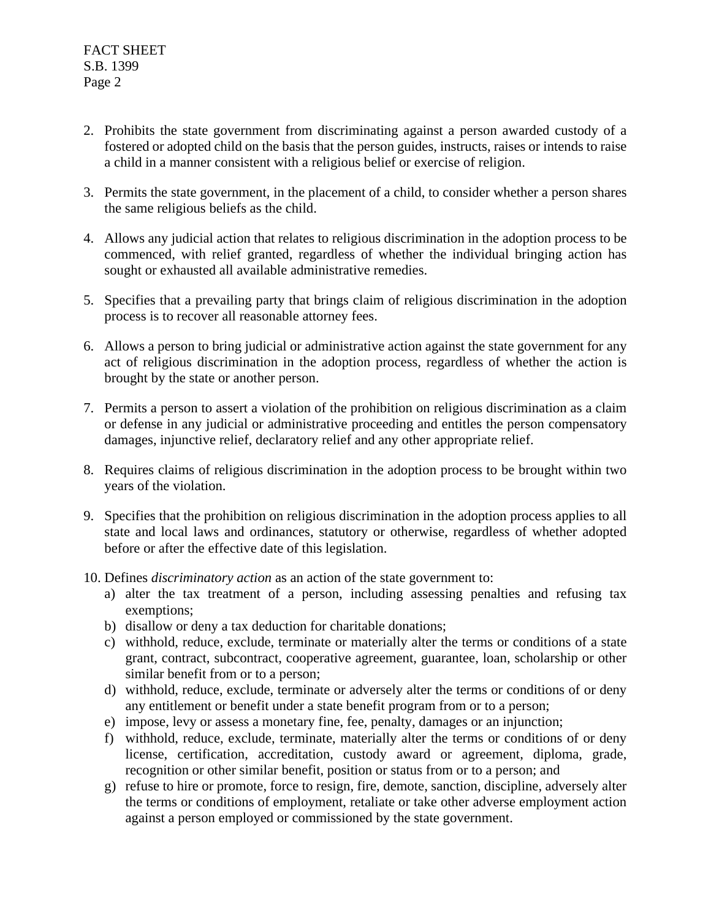2. Prohibits the state government from discriminating against a person awarded custody of a fostered or adopted child on the basis that the person guides, instructs, raises or intends to raise a child in a manner consistent with a religious belief or exercise of religion.

3. Permits the state government, in the placement of a child, to consider whether a person shares the same religious beliefs as the child.

4. Allows any judicial action that relates to religious discrimination in the adoption process to be commenced, with relief granted, regardless of whether the individual bringing action has sought or exhausted all available administrative remedies.

5. Specifies that a prevailing party that brings claim of religious discrimination in the adoption process is to recover all reasonable attorney fees.

6. Allows a person to bring judicial or administrative action against the state government for any act of religious discrimination in the adoption process, regardless of whether the action is brought by the state or another person.

7. Permits a person to assert a violation of the prohibition on religious discrimination as a claim or defense in any judicial or administrative proceeding and entitles the person compensatory damages, injunctive relief, declaratory relief and any other appropriate relief.

8. Requires claims of religious discrimination in the adoption process to be brought within two years of the violation.

9. Specifies that the prohibition on religious discrimination in the adoption process applies to all state and local laws and ordinances, statutory or otherwise, regardless of whether adopted before or after the effective date of this legislation.

10. Defines *discriminatory action* as an action of the state government to:
    a) alter the tax treatment of a person, including assessing penalties and refusing tax exemptions;
    b) disallow or deny a tax deduction for charitable donations;
    c) withhold, reduce, exclude, terminate or materially alter the terms or conditions of a state grant, contract, subcontract, cooperative agreement, guarantee, loan, scholarship or other similar benefit from or to a person;
    d) withhold, reduce, exclude, terminate or adversely alter the terms or conditions of or deny any entitlement or benefit under a state benefit program from or to a person;
    e) impose, levy or assess a monetary fine, fee, penalty, damages or an injunction;
    f) withhold, reduce, exclude, terminate, materially alter the terms or conditions of or deny license, certification, accreditation, custody award or agreement, diploma, grade, recognition or other similar benefit, position or status from or to a person; and
    g) refuse to hire or promote, force to resign, fire, demote, sanction, discipline, adversely alter the terms or conditions of employment, retaliate or take other adverse employment action against a person employed or commissioned by the state government.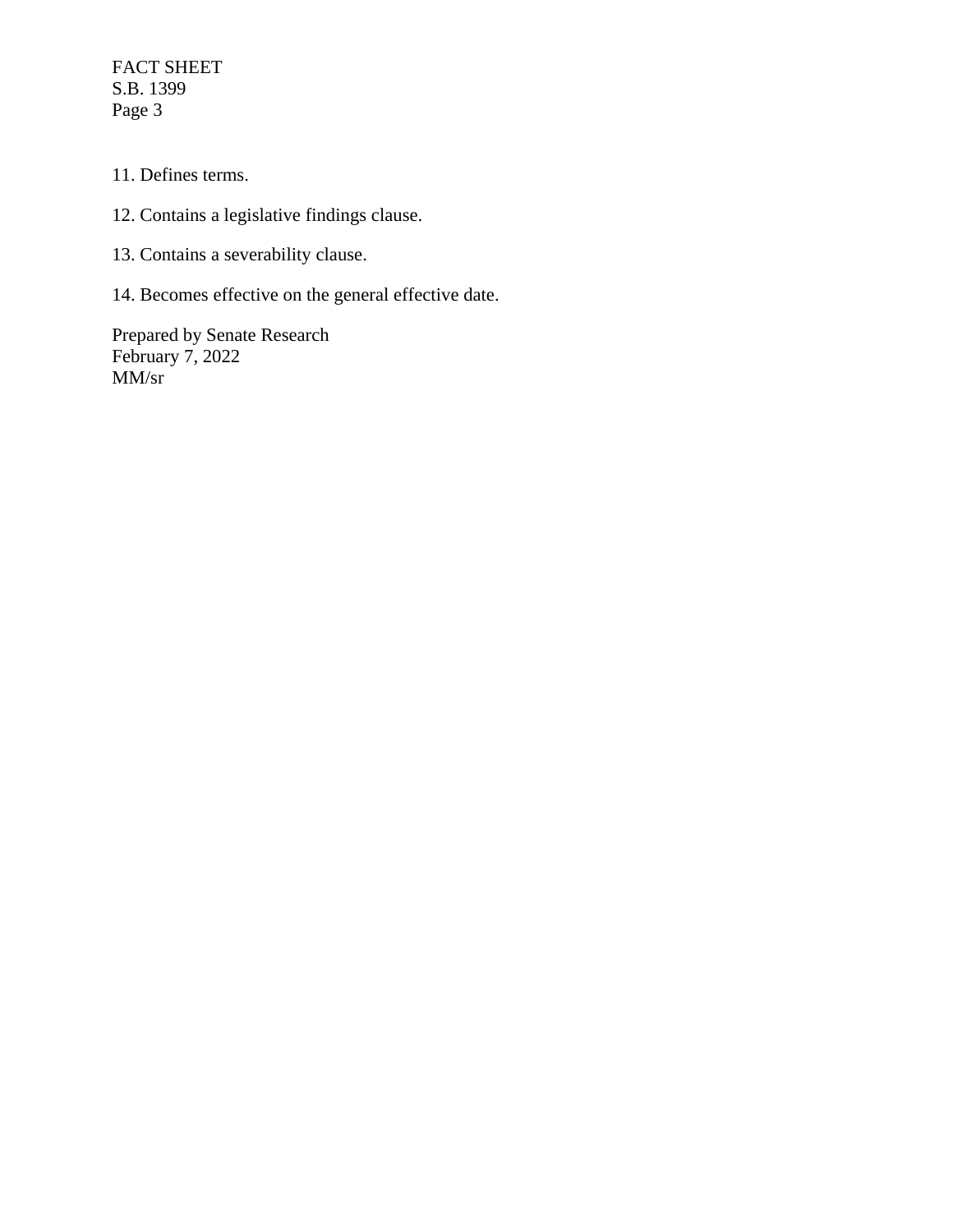11. Defines terms.

12. Contains a legislative findings clause.

13. Contains a severability clause.

14. Becomes effective on the general effective date.

Prepared by Senate Research
February 7, 2022
MM/sr